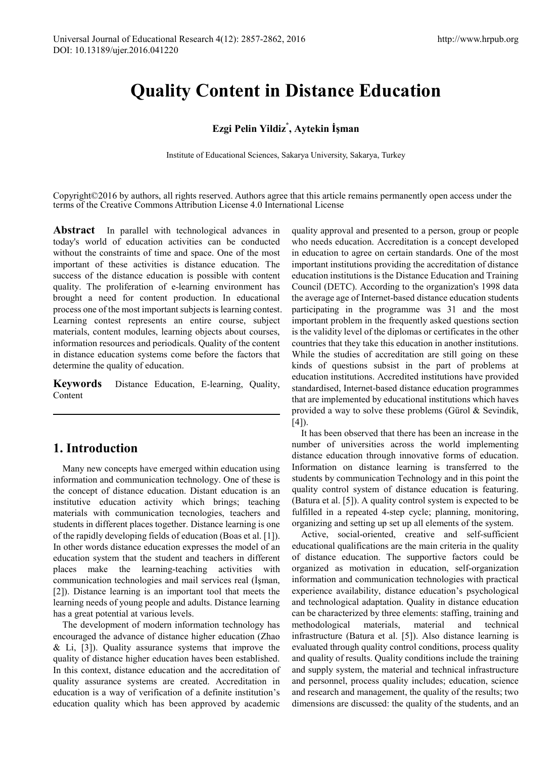# Quality Content in Distance Education

**Ezgi Pelin Yildiz[*], Aytekin İşman**

Institute of Educational Sciences, Sakarya University, Sakarya, Turkey

Copyright©2016 by authors, all rights reserved. Authors agree that this article remains permanently open access under the terms of the Creative Commons Attribution License 4.0 International License

**Abstract** In parallel with technological advances in today's world of education activities can be conducted without the constraints of time and space. One of the most important of these activities is distance education. The success of the distance education is possible with content quality. The proliferation of e-learning environment has brought a need for content production. In educational process one of the most important subjects is learning contest. Learning contest represents an entire course, subject materials, content modules, learning objects about courses, information resources and periodicals. Quality of the content in distance education systems come before the factors that determine the quality of education.

**Keywords** Distance Education, E-learning, Quality, Content

## 1. Introduction

Many new concepts have emerged within education using information and communication technology. One of these is the concept of distance education. Distant education is an institutive education activity which brings; teaching materials with communication tecnologies, teachers and students in different places together. Distance learning is one of the rapidly developing fields of education (Boas et al. [1]). In other words distance education expresses the model of an education system that the student and teachers in different places make the learning-teaching activities with communication technologies and mail services real (İşman, [2]). Distance learning is an important tool that meets the learning needs of young people and adults. Distance learning has a great potential at various levels.

The development of modern information technology has encouraged the advance of distance higher education (Zhao & Li, [3]). Quality assurance systems that improve the quality of distance higher education haves been established. In this context, distance education and the accreditation of quality assurance systems are created. Accreditation in education is a way of verification of a definite institution's education quality which has been approved by academic quality approval and presented to a person, group or people who needs education. Accreditation is a concept developed in education to agree on certain standards. One of the most important institutions providing the accreditation of distance education institutions is the Distance Education and Training Council (DETC). According to the organization's 1998 data the average age of Internet-based distance education students participating in the programme was 31 and the most important problem in the frequently asked questions section is the validity level of the diplomas or certificates in the other countries that they take this education in another institutions. While the studies of accreditation are still going on these kinds of questions subsist in the part of problems at education institutions. Accredited institutions have provided standardised, Internet-based distance education programmes that are implemented by educational institutions which haves provided a way to solve these problems (Gürol & Sevindik, [4]).

It has been observed that there has been an increase in the number of universities across the world implementing distance education through innovative forms of education. Information on distance learning is transferred to the students by communication Technology and in this point the quality control system of distance education is featuring. (Batura et al. [5]). A quality control system is expected to be fulfilled in a repeated 4-step cycle; planning, monitoring, organizing and setting up set up all elements of the system.

Active, social-oriented, creative and self-sufficient educational qualifications are the main criteria in the quality of distance education. The supportive factors could be organized as motivation in education, self-organization information and communication technologies with practical experience availability, distance education's psychological and technological adaptation. Quality in distance education can be characterized by three elements: staffing, training and methodological materials, material and technical infrastructure (Batura et al. [5]). Also distance learning is evaluated through quality control conditions, process quality and quality of results. Quality conditions include the training and supply system, the material and technical infrastructure and personnel, process quality includes; education, science and research and management, the quality of the results; two dimensions are discussed: the quality of the students, and an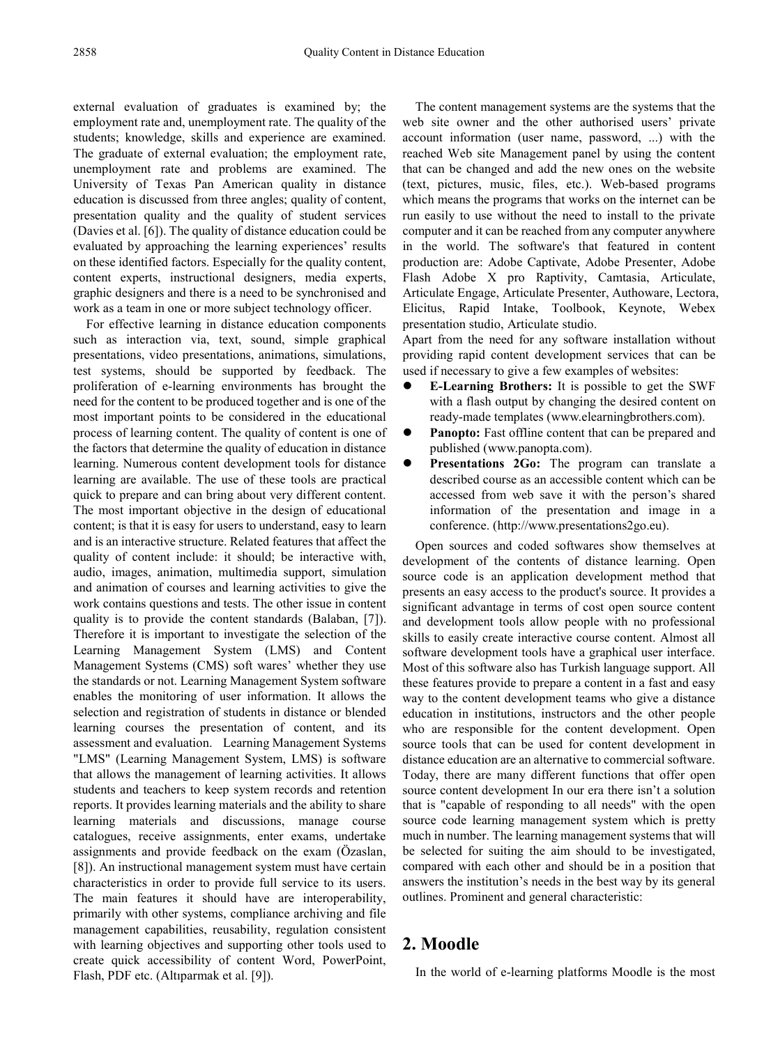external evaluation of graduates is examined by; the employment rate and, unemployment rate. The quality of the students; knowledge, skills and experience are examined. The graduate of external evaluation; the employment rate, unemployment rate and problems are examined. The University of Texas Pan American quality in distance education is discussed from three angles; quality of content, presentation quality and the quality of student services (Davies et al. [6]). The quality of distance education could be evaluated by approaching the learning experiences' results on these identified factors. Especially for the quality content, content experts, instructional designers, media experts, graphic designers and there is a need to be synchronised and work as a team in one or more subject technology officer.

For effective learning in distance education components such as interaction via, text, sound, simple graphical presentations, video presentations, animations, simulations, test systems, should be supported by feedback. The proliferation of e-learning environments has brought the need for the content to be produced together and is one of the most important points to be considered in the educational process of learning content. The quality of content is one of the factors that determine the quality of education in distance learning. Numerous content development tools for distance learning are available. The use of these tools are practical quick to prepare and can bring about very different content. The most important objective in the design of educational content; is that it is easy for users to understand, easy to learn and is an interactive structure. Related features that affect the quality of content include: it should; be interactive with, audio, images, animation, multimedia support, simulation and animation of courses and learning activities to give the work contains questions and tests. The other issue in content quality is to provide the content standards (Balaban, [7]). Therefore it is important to investigate the selection of the Learning Management System (LMS) and Content Management Systems (CMS) soft wares' whether they use the standards or not. Learning Management System software enables the monitoring of user information. It allows the selection and registration of students in distance or blended learning courses the presentation of content, and its assessment and evaluation. Learning Management Systems "LMS" (Learning Management System, LMS) is software that allows the management of learning activities. It allows students and teachers to keep system records and retention reports. It provides learning materials and the ability to share learning materials and discussions, manage course catalogues, receive assignments, enter exams, undertake assignments and provide feedback on the exam (Özaslan, [8]). An instructional management system must have certain characteristics in order to provide full service to its users. The main features it should have are interoperability, primarily with other systems, compliance archiving and file management capabilities, reusability, regulation consistent with learning objectives and supporting other tools used to create quick accessibility of content Word, PowerPoint, Flash, PDF etc. (Altıparmak et al. [9]).

The content management systems are the systems that the web site owner and the other authorised users' private account information (user name, password, ...) with the reached Web site Management panel by using the content that can be changed and add the new ones on the website (text, pictures, music, files, etc.). Web-based programs which means the programs that works on the internet can be run easily to use without the need to install to the private computer and it can be reached from any computer anywhere in the world. The software's that featured in content production are: Adobe Captivate, Adobe Presenter, Adobe Flash Adobe X pro Raptivity, Camtasia, Articulate, Articulate Engage, Articulate Presenter, Authoware, Lectora, Elicitus, Rapid Intake, Toolbook, Keynote, Webex presentation studio, Articulate studio.

Apart from the need for any software installation without providing rapid content development services that can be used if necessary to give a few examples of websites:

- **E-Learning Brothers:** It is possible to get the SWF with a flash output by changing the desired content on ready-made templates (www.elearningbrothers.com).
- **Panopto:** Fast offline content that can be prepared and published (www.panopta.com).
- **Presentations 2Go:** The program can translate a described course as an accessible content which can be accessed from web save it with the person's shared information of the presentation and image in a conference. (http://www.presentations2go.eu).

Open sources and coded softwares show themselves at development of the contents of distance learning. Open source code is an application development method that presents an easy access to the product's source. It provides a significant advantage in terms of cost open source content and development tools allow people with no professional skills to easily create interactive course content. Almost all software development tools have a graphical user interface. Most of this software also has Turkish language support. All these features provide to prepare a content in a fast and easy way to the content development teams who give a distance education in institutions, instructors and the other people who are responsible for the content development. Open source tools that can be used for content development in distance education are an alternative to commercial software. Today, there are many different functions that offer open source content development In our era there isn't a solution that is "capable of responding to all needs" with the open source code learning management system which is pretty much in number. The learning management systems that will be selected for suiting the aim should to be investigated, compared with each other and should be in a position that answers the institution's needs in the best way by its general outlines. Prominent and general characteristic:

## 2. Moodle

In the world of e-learning platforms Moodle is the most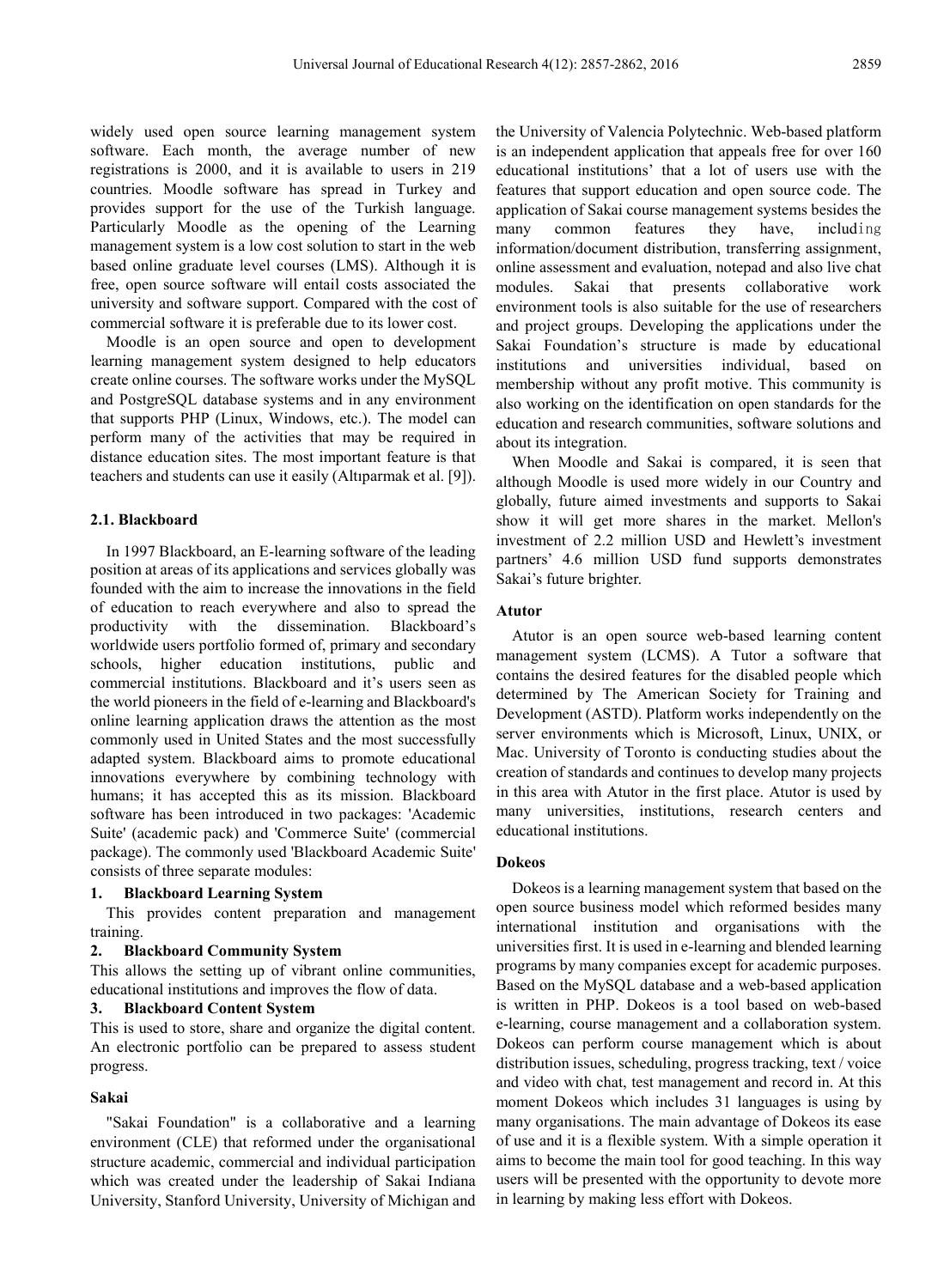widely used open source learning management system software. Each month, the average number of new registrations is 2000, and it is available to users in 219 countries. Moodle software has spread in Turkey and provides support for the use of the Turkish language. Particularly Moodle as the opening of the Learning management system is a low cost solution to start in the web based online graduate level courses (LMS). Although it is free, open source software will entail costs associated the university and software support. Compared with the cost of commercial software it is preferable due to its lower cost.

Moodle is an open source and open to development learning management system designed to help educators create online courses. The software works under the MySQL and PostgreSQL database systems and in any environment that supports PHP (Linux, Windows, etc.). The model can perform many of the activities that may be required in distance education sites. The most important feature is that teachers and students can use it easily (Altıparmak et al. [9]).

### 2.1. Blackboard

In 1997 Blackboard, an E-learning software of the leading position at areas of its applications and services globally was founded with the aim to increase the innovations in the field of education to reach everywhere and also to spread the productivity with the dissemination. Blackboard's worldwide users portfolio formed of, primary and secondary schools, higher education institutions, public and commercial institutions. Blackboard and it's users seen as the world pioneers in the field of e-learning and Blackboard's online learning application draws the attention as the most commonly used in United States and the most successfully adapted system. Blackboard aims to promote educational innovations everywhere by combining technology with humans; it has accepted this as its mission. Blackboard software has been introduced in two packages: 'Academic Suite' (academic pack) and 'Commerce Suite' (commercial package). The commonly used 'Blackboard Academic Suite' consists of three separate modules:

**1. Blackboard Learning System**

This provides content preparation and management training.

**2. Blackboard Community System**

This allows the setting up of vibrant online communities, educational institutions and improves the flow of data.

**3. Blackboard Content System**

This is used to store, share and organize the digital content. An electronic portfolio can be prepared to assess student progress.

#### Sakai

"Sakai Foundation" is a collaborative and a learning environment (CLE) that reformed under the organisational structure academic, commercial and individual participation which was created under the leadership of Sakai Indiana University, Stanford University, University of Michigan and the University of Valencia Polytechnic. Web-based platform is an independent application that appeals free for over 160 educational institutions' that a lot of users use with the features that support education and open source code. The application of Sakai course management systems besides the many common features they have, including information/document distribution, transferring assignment, online assessment and evaluation, notepad and also live chat modules. Sakai that presents collaborative work environment tools is also suitable for the use of researchers and project groups. Developing the applications under the Sakai Foundation's structure is made by educational institutions and universities individual, based on membership without any profit motive. This community is also working on the identification on open standards for the education and research communities, software solutions and about its integration.

When Moodle and Sakai is compared, it is seen that although Moodle is used more widely in our Country and globally, future aimed investments and supports to Sakai show it will get more shares in the market. Mellon's investment of 2.2 million USD and Hewlett's investment partners' 4.6 million USD fund supports demonstrates Sakai's future brighter.

#### Atutor

Atutor is an open source web-based learning content management system (LCMS). A Tutor a software that contains the desired features for the disabled people which determined by The American Society for Training and Development (ASTD). Platform works independently on the server environments which is Microsoft, Linux, UNIX, or Mac. University of Toronto is conducting studies about the creation of standards and continues to develop many projects in this area with Atutor in the first place. Atutor is used by many universities, institutions, research centers and educational institutions.

#### Dokeos

Dokeos is a learning management system that based on the open source business model which reformed besides many international institution and organisations with the universities first. It is used in e-learning and blended learning programs by many companies except for academic purposes. Based on the MySQL database and a web-based application is written in PHP. Dokeos is a tool based on web-based e-learning, course management and a collaboration system. Dokeos can perform course management which is about distribution issues, scheduling, progress tracking, text / voice and video with chat, test management and record in. At this moment Dokeos which includes 31 languages is using by many organisations. The main advantage of Dokeos its ease of use and it is a flexible system. With a simple operation it aims to become the main tool for good teaching. In this way users will be presented with the opportunity to devote more in learning by making less effort with Dokeos.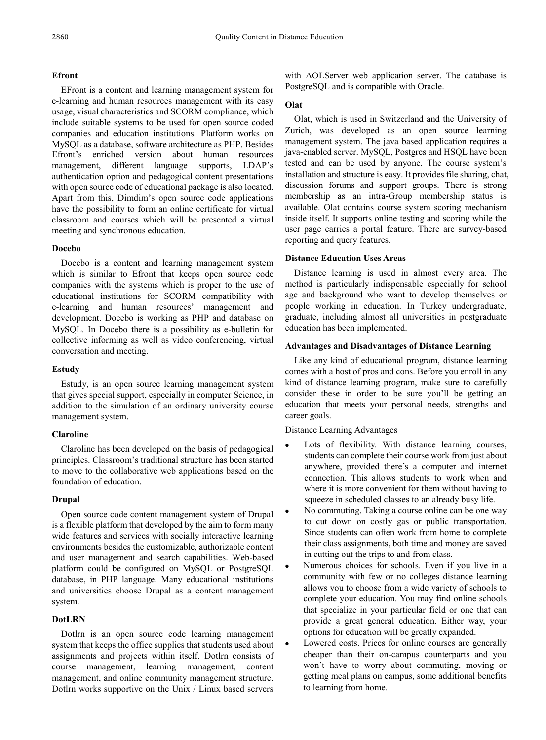### Efront

EFront is a content and learning management system for e-learning and human resources management with its easy usage, visual characteristics and SCORM compliance, which include suitable systems to be used for open source coded companies and education institutions. Platform works on MySQL as a database, software architecture as PHP. Besides Efront's enriched version about human resources management, different language supports, LDAP's authentication option and pedagogical content presentations with open source code of educational package is also located. Apart from this, Dimdim's open source code applications have the possibility to form an online certificate for virtual classroom and courses which will be presented a virtual meeting and synchronous education.

### Docebo

Docebo is a content and learning management system which is similar to Efront that keeps open source code companies with the systems which is proper to the use of educational institutions for SCORM compatibility with e-learning and human resources' management and development. Docebo is working as PHP and database on MySQL. In Docebo there is a possibility as e-bulletin for collective informing as well as video conferencing, virtual conversation and meeting.

### Estudy

Estudy, is an open source learning management system that gives special support, especially in computer Science, in addition to the simulation of an ordinary university course management system.

### Claroline

Claroline has been developed on the basis of pedagogical principles. Classroom's traditional structure has been started to move to the collaborative web applications based on the foundation of education.

### Drupal

Open source code content management system of Drupal is a flexible platform that developed by the aim to form many wide features and services with socially interactive learning environments besides the customizable, authorizable content and user management and search capabilities. Web-based platform could be configured on MySQL or PostgreSQL database, in PHP language. Many educational institutions and universities choose Drupal as a content management system.

### DotLRN

Dotlrn is an open source code learning management system that keeps the office supplies that students used about assignments and projects within itself. Dotlrn consists of course management, learning management, content management, and online community management structure. Dotlrn works supportive on the Unix / Linux based servers with AOLServer web application server. The database is PostgreSQL and is compatible with Oracle.

### Olat

Olat, which is used in Switzerland and the University of Zurich, was developed as an open source learning management system. The java based application requires a java-enabled server. MySQL, Postgres and HSQL have been tested and can be used by anyone. The course system's installation and structure is easy. It provides file sharing, chat, discussion forums and support groups. There is strong membership as an intra-Group membership status is available. Olat contains course system scoring mechanism inside itself. It supports online testing and scoring while the user page carries a portal feature. There are survey-based reporting and query features.

### Distance Education Uses Areas

Distance learning is used in almost every area. The method is particularly indispensable especially for school age and background who want to develop themselves or people working in education. In Turkey undergraduate, graduate, including almost all universities in postgraduate education has been implemented.

### Advantages and Disadvantages of Distance Learning

Like any kind of educational program, distance learning comes with a host of pros and cons. Before you enroll in any kind of distance learning program, make sure to carefully consider these in order to be sure you'll be getting an education that meets your personal needs, strengths and career goals.

Distance Learning Advantages

- Lots of flexibility. With distance learning courses, students can complete their course work from just about anywhere, provided there's a computer and internet connection. This allows students to work when and where it is more convenient for them without having to squeeze in scheduled classes to an already busy life.
- No commuting. Taking a course online can be one way to cut down on costly gas or public transportation. Since students can often work from home to complete their class assignments, both time and money are saved in cutting out the trips to and from class.
- Numerous choices for schools. Even if you live in a community with few or no colleges distance learning allows you to choose from a wide variety of schools to complete your education. You may find online schools that specialize in your particular field or one that can provide a great general education. Either way, your options for education will be greatly expanded.
- Lowered costs. Prices for online courses are generally cheaper than their on-campus counterparts and you won't have to worry about commuting, moving or getting meal plans on campus, some additional benefits to learning from home.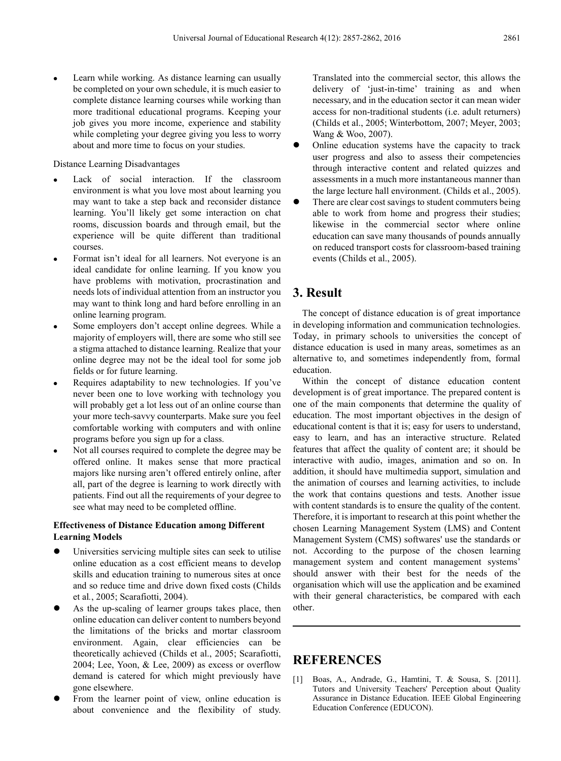- Learn while working. As distance learning can usually be completed on your own schedule, it is much easier to complete distance learning courses while working than more traditional educational programs. Keeping your job gives you more income, experience and stability while completing your degree giving you less to worry about and more time to focus on your studies.

Distance Learning Disadvantages

- Lack of social interaction. If the classroom environment is what you love most about learning you may want to take a step back and reconsider distance learning. You'll likely get some interaction on chat rooms, discussion boards and through email, but the experience will be quite different than traditional courses.
- Format isn't ideal for all learners. Not everyone is an ideal candidate for online learning. If you know you have problems with motivation, procrastination and needs lots of individual attention from an instructor you may want to think long and hard before enrolling in an online learning program.
- Some employers don't accept online degrees. While a majority of employers will, there are some who still see a stigma attached to distance learning. Realize that your online degree may not be the ideal tool for some job fields or for future learning.
- Requires adaptability to new technologies. If you've never been one to love working with technology you will probably get a lot less out of an online course than your more tech-savvy counterparts. Make sure you feel comfortable working with computers and with online programs before you sign up for a class.
- Not all courses required to complete the degree may be offered online. It makes sense that more practical majors like nursing aren't offered entirely online, after all, part of the degree is learning to work directly with patients. Find out all the requirements of your degree to see what may need to be completed offline.

**Effectiveness of Distance Education among Different Learning Models**

- Universities servicing multiple sites can seek to utilise online education as a cost efficient means to develop skills and education training to numerous sites at once and so reduce time and drive down fixed costs (Childs et al*.*, 2005; Scarafiotti, 2004).
- As the up-scaling of learner groups takes place, then online education can deliver content to numbers beyond the limitations of the bricks and mortar classroom environment. Again, clear efficiencies can be theoretically achieved (Childs et al., 2005; Scarafiotti, 2004; Lee, Yoon, & Lee, 2009) as excess or overflow demand is catered for which might previously have gone elsewhere.
- From the learner point of view, online education is about convenience and the flexibility of study. Translated into the commercial sector, this allows the delivery of 'just-in-time' training as and when necessary, and in the education sector it can mean wider access for non-traditional students (i.e. adult returners) (Childs et al., 2005; Winterbottom, 2007; Meyer, 2003; Wang & Woo, 2007).
- Online education systems have the capacity to track user progress and also to assess their competencies through interactive content and related quizzes and assessments in a much more instantaneous manner than the large lecture hall environment. (Childs et al., 2005).
- There are clear cost savings to student commuters being able to work from home and progress their studies; likewise in the commercial sector where online education can save many thousands of pounds annually on reduced transport costs for classroom-based training events (Childs et al., 2005).

## 3. Result

The concept of distance education is of great importance in developing information and communication technologies. Today, in primary schools to universities the concept of distance education is used in many areas, sometimes as an alternative to, and sometimes independently from, formal education.

Within the concept of distance education content development is of great importance. The prepared content is one of the main components that determine the quality of education. The most important objectives in the design of educational content is that it is; easy for users to understand, easy to learn, and has an interactive structure. Related features that affect the quality of content are; it should be interactive with audio, images, animation and so on. In addition, it should have multimedia support, simulation and the animation of courses and learning activities, to include the work that contains questions and tests. Another issue with content standards is to ensure the quality of the content. Therefore, it is important to research at this point whether the chosen Learning Management System (LMS) and Content Management System (CMS) softwares' use the standards or not. According to the purpose of the chosen learning management system and content management systems' should answer with their best for the needs of the organisation which will use the application and be examined with their general characteristics, be compared with each other.

## REFERENCES

[1] Boas, A., Andrade, G., Hamtini, T. & Sousa, S. [2011]. Tutors and University Teachers' Perception about Quality Assurance in Distance Education. IEEE Global Engineering Education Conference (EDUCON).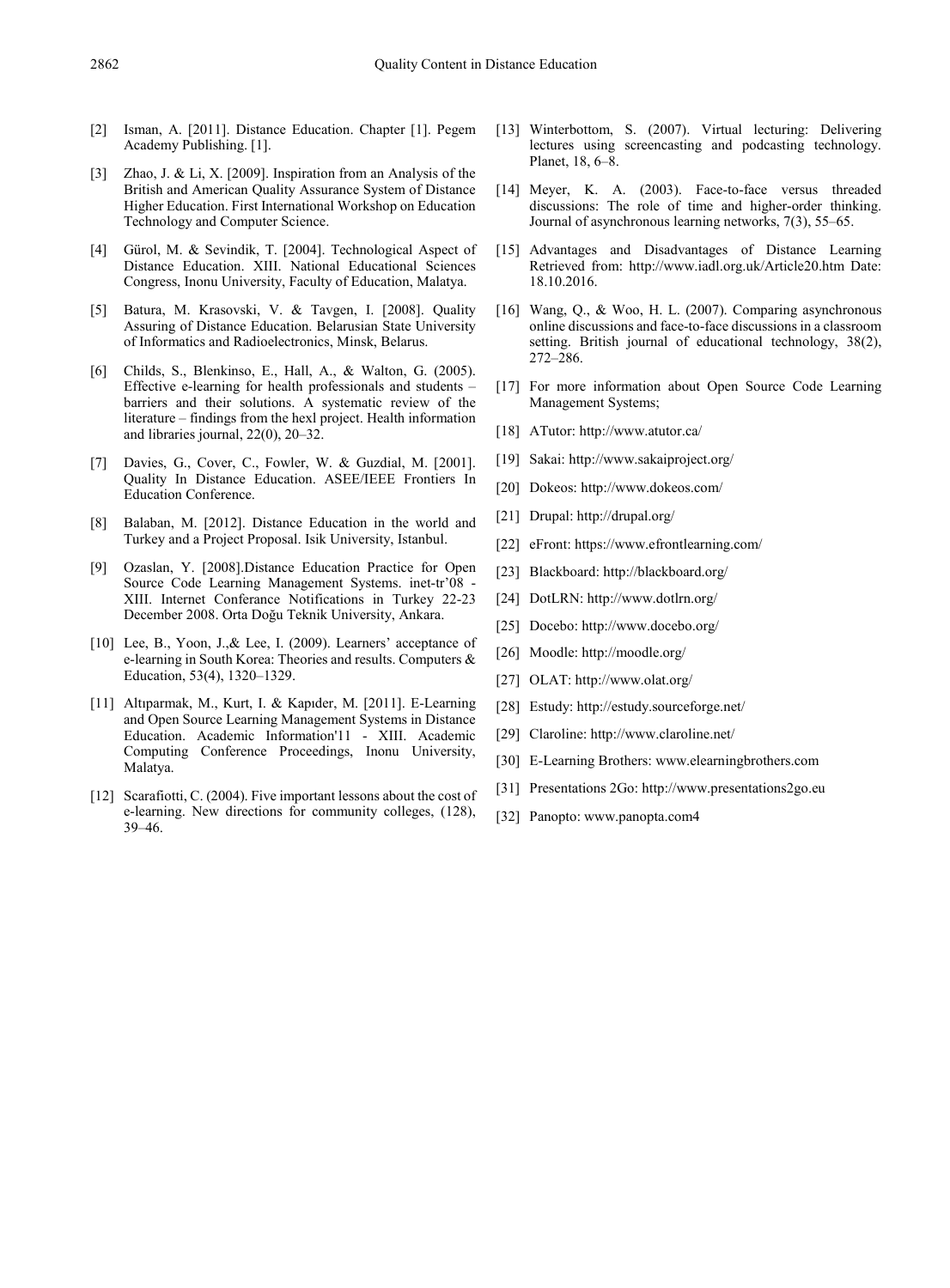[2] Isman, A. [2011]. Distance Education. Chapter [1]. Pegem Academy Publishing. [1].

[3] Zhao, J. & Li, X. [2009]. Inspiration from an Analysis of the British and American Quality Assurance System of Distance Higher Education. First International Workshop on Education Technology and Computer Science.

[4] Gürol, M. & Sevindik, T. [2004]. Technological Aspect of Distance Education. XIII. National Educational Sciences Congress, Inonu University, Faculty of Education, Malatya.

[5] Batura, M. Krasovski, V. & Tavgen, I. [2008]. Quality Assuring of Distance Education. Belarusian State University of Informatics and Radioelectronics, Minsk, Belarus.

[6] Childs, S., Blenkinso, E., Hall, A., & Walton, G. (2005). Effective e-learning for health professionals and students – barriers and their solutions. A systematic review of the literature – findings from the hexl project. Health information and libraries journal, 22(0), 20–32.

[7] Davies, G., Cover, C., Fowler, W. & Guzdial, M. [2001]. Quality In Distance Education. ASEE/IEEE Frontiers In Education Conference.

[8] Balaban, M. [2012]. Distance Education in the world and Turkey and a Project Proposal. Isik University, Istanbul.

[9] Ozaslan, Y. [2008].Distance Education Practice for Open Source Code Learning Management Systems. inet-tr'08 - XIII. Internet Conferance Notifications in Turkey 22-23 December 2008. Orta Doğu Teknik University, Ankara.

[10] Lee, B., Yoon, J.,& Lee, I. (2009). Learners' acceptance of e-learning in South Korea: Theories and results. Computers & Education, 53(4), 1320–1329.

[11] Altıparmak, M., Kurt, I. & Kapıder, M. [2011]. E-Learning and Open Source Learning Management Systems in Distance Education. Academic Information'11 - XIII. Academic Computing Conference Proceedings, Inonu University, Malatya.

[12] Scarafiotti, C. (2004). Five important lessons about the cost of e-learning. New directions for community colleges, (128), 39–46.

[13] Winterbottom, S. (2007). Virtual lecturing: Delivering lectures using screencasting and podcasting technology. Planet, 18, 6–8.

[14] Meyer, K. A. (2003). Face-to-face versus threaded discussions: The role of time and higher-order thinking. Journal of asynchronous learning networks, 7(3), 55–65.

[15] Advantages and Disadvantages of Distance Learning Retrieved from: http://www.iadl.org.uk/Article20.htm Date: 18.10.2016.

[16] Wang, Q., & Woo, H. L. (2007). Comparing asynchronous online discussions and face-to-face discussions in a classroom setting. British journal of educational technology, 38(2), 272–286.

[17] For more information about Open Source Code Learning Management Systems;

[18] ATutor: http://www.atutor.ca/

[19] Sakai: http://www.sakaiproject.org/

[20] Dokeos: http://www.dokeos.com/

[21] Drupal: http://drupal.org/

[22] eFront: https://www.efrontlearning.com/

[23] Blackboard: http://blackboard.org/

[24] DotLRN: http://www.dotlrn.org/

[25] Docebo: http://www.docebo.org/

[26] Moodle: http://moodle.org/

[27] OLAT: http://www.olat.org/

[28] Estudy: http://estudy.sourceforge.net/

[29] Claroline: http://www.claroline.net/

[30] E-Learning Brothers: www.elearningbrothers.com

[31] Presentations 2Go: http://www.presentations2go.eu

[32] Panopto: www.panopta.com4